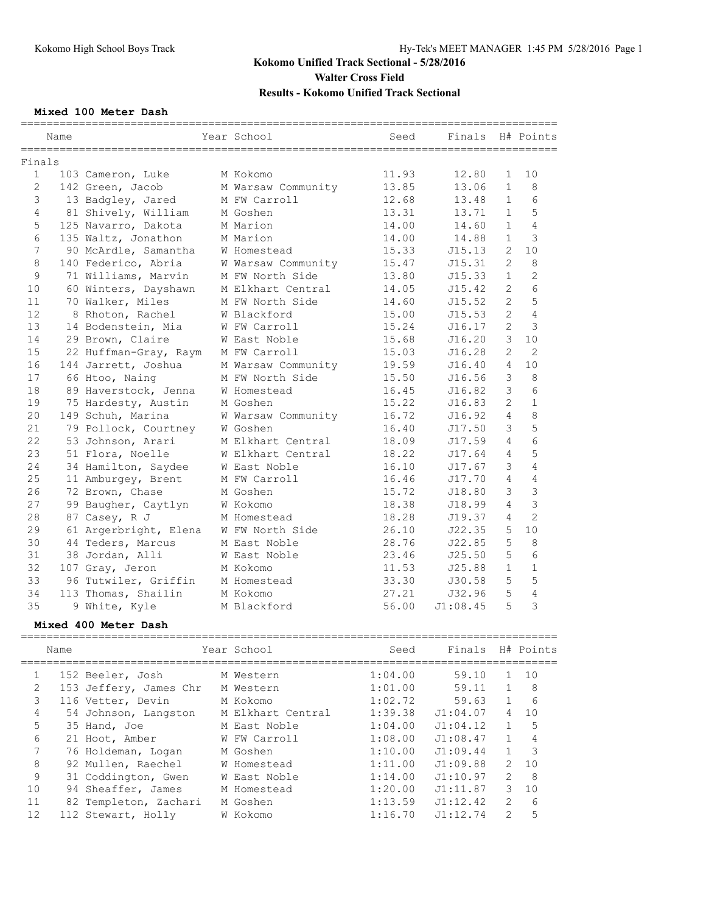# Kokomo Unified Track Sectional - 5/28/2016

## Walter Cross Field

## Results - Kokomo Unified Track Sectional

### Mixed 100 Meter Dash

**Finals**

| Place | Name | Year | School | Seed | Finals | H# | Points |
|---|---|---|---|---|---|---|---|
| 1 | 103 Cameron, Luke | M | Kokomo | 11.93 | 12.80 | 1 | 10 |
| 2 | 142 Green, Jacob | M | Warsaw Community | 13.85 | 13.06 | 1 | 8 |
| 3 | 13 Badgley, Jared | M | FW Carroll | 12.68 | 13.48 | 1 | 6 |
| 4 | 81 Shively, William | M | Goshen | 13.31 | 13.71 | 1 | 5 |
| 5 | 125 Navarro, Dakota | M | Marion | 14.00 | 14.60 | 1 | 4 |
| 6 | 135 Waltz, Jonathon | M | Marion | 14.00 | 14.88 | 1 | 3 |
| 7 | 90 McArdle, Samantha | W | Homestead | 15.33 | J15.13 | 2 | 10 |
| 8 | 140 Federico, Abria | W | Warsaw Community | 15.47 | J15.31 | 2 | 8 |
| 9 | 71 Williams, Marvin | M | FW North Side | 13.80 | J15.33 | 1 | 2 |
| 10 | 60 Winters, Dayshawn | M | Elkhart Central | 14.05 | J15.42 | 2 | 6 |
| 11 | 70 Walker, Miles | M | FW North Side | 14.60 | J15.52 | 2 | 5 |
| 12 | 8 Rhoton, Rachel | W | Blackford | 15.00 | J15.53 | 2 | 4 |
| 13 | 14 Bodenstein, Mia | W | FW Carroll | 15.24 | J16.17 | 2 | 3 |
| 14 | 29 Brown, Claire | W | East Noble | 15.68 | J16.20 | 3 | 10 |
| 15 | 22 Huffman-Gray, Raym | M | FW Carroll | 15.03 | J16.28 | 2 | 2 |
| 16 | 144 Jarrett, Joshua | M | Warsaw Community | 19.59 | J16.40 | 4 | 10 |
| 17 | 66 Htoo, Naing | M | FW North Side | 15.50 | J16.56 | 3 | 8 |
| 18 | 89 Haverstock, Jenna | W | Homestead | 16.45 | J16.82 | 3 | 6 |
| 19 | 75 Hardesty, Austin | M | Goshen | 15.22 | J16.83 | 2 | 1 |
| 20 | 149 Schuh, Marina | W | Warsaw Community | 16.72 | J16.92 | 4 | 8 |
| 21 | 79 Pollock, Courtney | W | Goshen | 16.40 | J17.50 | 3 | 5 |
| 22 | 53 Johnson, Arari | M | Elkhart Central | 18.09 | J17.59 | 4 | 6 |
| 23 | 51 Flora, Noelle | W | Elkhart Central | 18.22 | J17.64 | 4 | 5 |
| 24 | 34 Hamilton, Saydee | W | East Noble | 16.10 | J17.67 | 3 | 4 |
| 25 | 11 Amburgey, Brent | M | FW Carroll | 16.46 | J17.70 | 4 | 4 |
| 26 | 72 Brown, Chase | M | Goshen | 15.72 | J18.80 | 3 | 3 |
| 27 | 99 Baugher, Caytlyn | W | Kokomo | 18.38 | J18.99 | 4 | 3 |
| 28 | 87 Casey, R J | M | Homestead | 18.28 | J19.37 | 4 | 2 |
| 29 | 61 Argerbright, Elena | W | FW North Side | 26.10 | J22.35 | 5 | 10 |
| 30 | 44 Teders, Marcus | M | East Noble | 28.76 | J22.85 | 5 | 8 |
| 31 | 38 Jordan, Alli | W | East Noble | 23.46 | J25.50 | 5 | 6 |
| 32 | 107 Gray, Jeron | M | Kokomo | 11.53 | J25.88 | 1 | 1 |
| 33 | 96 Tutwiler, Griffin | M | Homestead | 33.30 | J30.58 | 5 | 5 |
| 34 | 113 Thomas, Shailin | M | Kokomo | 27.21 | J32.96 | 5 | 4 |
| 35 | 9 White, Kyle | M | Blackford | 56.00 | J1:08.45 | 5 | 3 |

### Mixed 400 Meter Dash

| Place | Name | Year | School | Seed | Finals | H# | Points |
|---|---|---|---|---|---|---|---|
| 1 | 152 Beeler, Josh | M | Western | 1:04.00 | 59.10 | 1 | 10 |
| 2 | 153 Jeffery, James Chr | M | Western | 1:01.00 | 59.11 | 1 | 8 |
| 3 | 116 Vetter, Devin | M | Kokomo | 1:02.72 | 59.63 | 1 | 6 |
| 4 | 54 Johnson, Langston | M | Elkhart Central | 1:39.38 | J1:04.07 | 4 | 10 |
| 5 | 35 Hand, Joe | M | East Noble | 1:04.00 | J1:04.12 | 1 | 5 |
| 6 | 21 Hoot, Amber | W | FW Carroll | 1:08.00 | J1:08.47 | 1 | 4 |
| 7 | 76 Holdeman, Logan | M | Goshen | 1:10.00 | J1:09.44 | 1 | 3 |
| 8 | 92 Mullen, Raechel | W | Homestead | 1:11.00 | J1:09.88 | 2 | 10 |
| 9 | 31 Coddington, Gwen | W | East Noble | 1:14.00 | J1:10.97 | 2 | 8 |
| 10 | 94 Sheaffer, James | M | Homestead | 1:20.00 | J1:11.87 | 3 | 10 |
| 11 | 82 Templeton, Zachari | M | Goshen | 1:13.59 | J1:12.42 | 2 | 6 |
| 12 | 112 Stewart, Holly | W | Kokomo | 1:16.70 | J1:12.74 | 2 | 5 |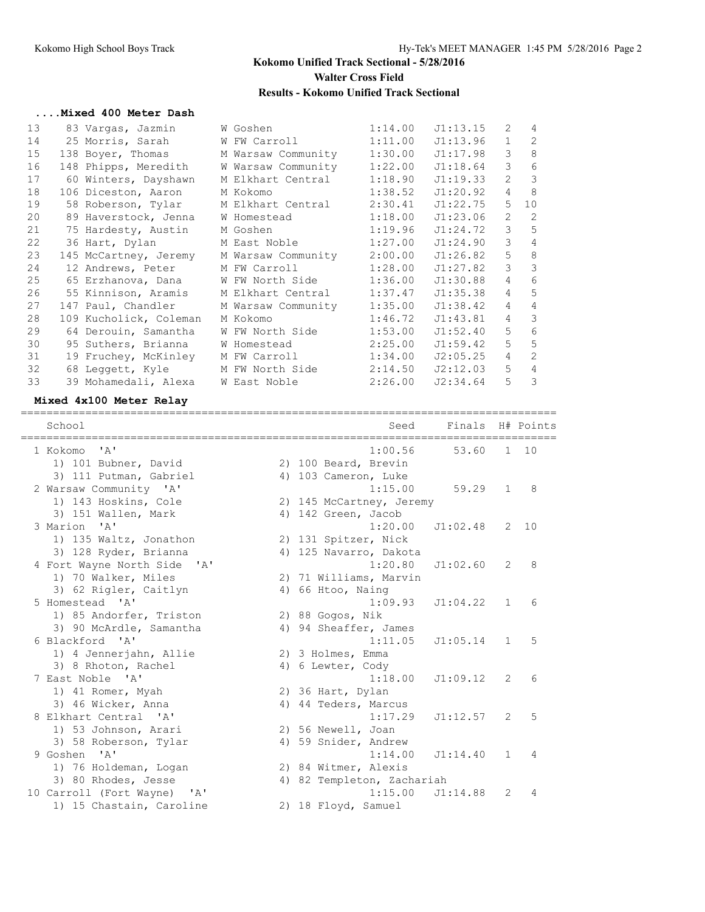# Kokomo Unified Track Sectional - 5/28/2016

**Walter Cross Field**

**Results - Kokomo Unified Track Sectional**

### ....Mixed 400 Meter Dash

| Place | Name | School | Seed | Finals | H# | Points |
|---|---|---|---|---|---|---|
| 13 | 83 Vargas, Jazmin | W Goshen | 1:14.00 | J1:13.15 | 2 | 4 |
| 14 | 25 Morris, Sarah | W FW Carroll | 1:11.00 | J1:13.96 | 1 | 2 |
| 15 | 138 Boyer, Thomas | M Warsaw Community | 1:30.00 | J1:17.98 | 3 | 8 |
| 16 | 148 Phipps, Meredith | W Warsaw Community | 1:22.00 | J1:18.64 | 3 | 6 |
| 17 | 60 Winters, Dayshawn | M Elkhart Central | 1:18.90 | J1:19.33 | 2 | 3 |
| 18 | 106 Diceston, Aaron | M Kokomo | 1:38.52 | J1:20.92 | 4 | 8 |
| 19 | 58 Roberson, Tylar | M Elkhart Central | 2:30.41 | J1:22.75 | 5 | 10 |
| 20 | 89 Haverstock, Jenna | W Homestead | 1:18.00 | J1:23.06 | 2 | 2 |
| 21 | 75 Hardesty, Austin | M Goshen | 1:19.96 | J1:24.72 | 3 | 5 |
| 22 | 36 Hart, Dylan | M East Noble | 1:27.00 | J1:24.90 | 3 | 4 |
| 23 | 145 McCartney, Jeremy | M Warsaw Community | 2:00.00 | J1:26.82 | 5 | 8 |
| 24 | 12 Andrews, Peter | M FW Carroll | 1:28.00 | J1:27.82 | 3 | 3 |
| 25 | 65 Erzhanova, Dana | W FW North Side | 1:36.00 | J1:30.88 | 4 | 6 |
| 26 | 55 Kinnison, Aramis | M Elkhart Central | 1:37.47 | J1:35.38 | 4 | 5 |
| 27 | 147 Paul, Chandler | M Warsaw Community | 1:35.00 | J1:38.42 | 4 | 4 |
| 28 | 109 Kucholick, Coleman | M Kokomo | 1:46.72 | J1:43.81 | 4 | 3 |
| 29 | 64 Derouin, Samantha | W FW North Side | 1:53.00 | J1:52.40 | 5 | 6 |
| 30 | 95 Suthers, Brianna | W Homestead | 2:25.00 | J1:59.42 | 5 | 5 |
| 31 | 19 Fruchey, McKinley | M FW Carroll | 1:34.00 | J2:05.25 | 4 | 2 |
| 32 | 68 Leggett, Kyle | M FW North Side | 2:14.50 | J2:12.03 | 5 | 4 |
| 33 | 39 Mohamedali, Alexa | W East Noble | 2:26.00 | J2:34.64 | 5 | 3 |

### Mixed 4x100 Meter Relay

| Place | School | Seed | Finals | H# | Points |
|---|---|---|---|---|---|
| 1 | Kokomo 'A' | 1:00.56 | 53.60 | 1 | 10 |
| | 1) 101 Bubner, David; 2) 100 Beard, Brevin; 3) 111 Putman, Gabriel; 4) 103 Cameron, Luke | | | | |
| 2 | Warsaw Community 'A' | 1:15.00 | 59.29 | 1 | 8 |
| | 1) 143 Hoskins, Cole; 2) 145 McCartney, Jeremy; 3) 151 Wallen, Mark; 4) 142 Green, Jacob | | | | |
| 3 | Marion 'A' | 1:20.00 | J1:02.48 | 2 | 10 |
| | 1) 135 Waltz, Jonathon; 2) 131 Spitzer, Nick; 3) 128 Ryder, Brianna; 4) 125 Navarro, Dakota | | | | |
| 4 | Fort Wayne North Side 'A' | 1:20.80 | J1:02.60 | 2 | 8 |
| | 1) 70 Walker, Miles; 2) 71 Williams, Marvin; 3) 62 Rigler, Caitlyn; 4) 66 Htoo, Naing | | | | |
| 5 | Homestead 'A' | 1:09.93 | J1:04.22 | 1 | 6 |
| | 1) 85 Andorfer, Triston; 2) 88 Gogos, Nik; 3) 90 McArdle, Samantha; 4) 94 Sheaffer, James | | | | |
| 6 | Blackford 'A' | 1:11.05 | J1:05.14 | 1 | 5 |
| | 1) 4 Jennerjahn, Allie; 2) 3 Holmes, Emma; 3) 8 Rhoton, Rachel; 4) 6 Lewter, Cody | | | | |
| 7 | East Noble 'A' | 1:18.00 | J1:09.12 | 2 | 6 |
| | 1) 41 Romer, Myah; 2) 36 Hart, Dylan; 3) 46 Wicker, Anna; 4) 44 Teders, Marcus | | | | |
| 8 | Elkhart Central 'A' | 1:17.29 | J1:12.57 | 2 | 5 |
| | 1) 53 Johnson, Arari; 2) 56 Newell, Joan; 3) 58 Roberson, Tylar; 4) 59 Snider, Andrew | | | | |
| 9 | Goshen 'A' | 1:14.00 | J1:14.40 | 1 | 4 |
| | 1) 76 Holdeman, Logan; 2) 84 Witmer, Alexis; 3) 80 Rhodes, Jesse; 4) 82 Templeton, Zachariah | | | | |
| 10 | Carroll (Fort Wayne) 'A' | 1:15.00 | J1:14.88 | 2 | 4 |
| | 1) 15 Chastain, Caroline; 2) 18 Floyd, Samuel | | | | |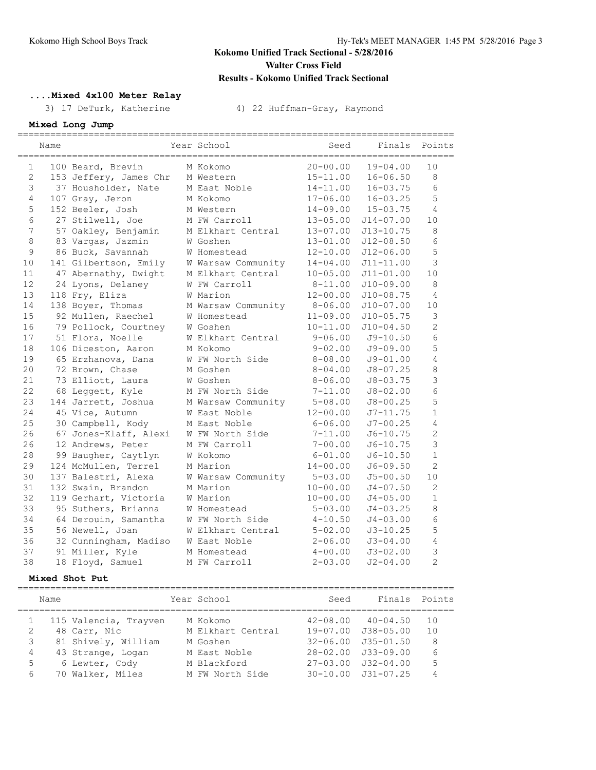# Kokomo Unified Track Sectional - 5/28/2016

**Walter Cross Field**

**Results - Kokomo Unified Track Sectional**

### ....Mixed 4x100 Meter Relay

3) 17 DeTurk, Katherine 4) 22 Huffman-Gray, Raymond

### Mixed Long Jump

| | Name | Year | School | Seed | Finals | Points |
|---|---|---|---|---|---|---|
| 1 | 100 Beard, Brevin | M | Kokomo | 20-00.00 | 19-04.00 | 10 |
| 2 | 153 Jeffery, James Chr | M | Western | 15-11.00 | 16-06.50 | 8 |
| 3 | 37 Housholder, Nate | M | East Noble | 14-11.00 | 16-03.75 | 6 |
| 4 | 107 Gray, Jeron | M | Kokomo | 17-06.00 | 16-03.25 | 5 |
| 5 | 152 Beeler, Josh | M | Western | 14-09.00 | 15-03.75 | 4 |
| 6 | 27 Stilwell, Joe | M | FW Carroll | 13-05.00 | J14-07.00 | 10 |
| 7 | 57 Oakley, Benjamin | M | Elkhart Central | 13-07.00 | J13-10.75 | 8 |
| 8 | 83 Vargas, Jazmin | W | Goshen | 13-01.00 | J12-08.50 | 6 |
| 9 | 86 Buck, Savannah | W | Homestead | 12-10.00 | J12-06.00 | 5 |
| 10 | 141 Gilbertson, Emily | W | Warsaw Community | 14-04.00 | J11-11.00 | 3 |
| 11 | 47 Abernathy, Dwight | M | Elkhart Central | 10-05.00 | J11-01.00 | 10 |
| 12 | 24 Lyons, Delaney | W | FW Carroll | 8-11.00 | J10-09.00 | 8 |
| 13 | 118 Fry, Eliza | W | Marion | 12-00.00 | J10-08.75 | 4 |
| 14 | 138 Boyer, Thomas | M | Warsaw Community | 8-06.00 | J10-07.00 | 10 |
| 15 | 92 Mullen, Raechel | W | Homestead | 11-09.00 | J10-05.75 | 3 |
| 16 | 79 Pollock, Courtney | W | Goshen | 10-11.00 | J10-04.50 | 2 |
| 17 | 51 Flora, Noelle | W | Elkhart Central | 9-06.00 | J9-10.50 | 6 |
| 18 | 106 Diceston, Aaron | M | Kokomo | 9-02.00 | J9-09.00 | 5 |
| 19 | 65 Erzhanova, Dana | W | FW North Side | 8-08.00 | J9-01.00 | 4 |
| 20 | 72 Brown, Chase | M | Goshen | 8-04.00 | J8-07.25 | 8 |
| 21 | 73 Elliott, Laura | W | Goshen | 8-06.00 | J8-03.75 | 3 |
| 22 | 68 Leggett, Kyle | M | FW North Side | 7-11.00 | J8-02.00 | 6 |
| 23 | 144 Jarrett, Joshua | M | Warsaw Community | 5-08.00 | J8-00.25 | 5 |
| 24 | 45 Vice, Autumn | W | East Noble | 12-00.00 | J7-11.75 | 1 |
| 25 | 30 Campbell, Kody | M | East Noble | 6-06.00 | J7-00.25 | 4 |
| 26 | 67 Jones-Klaff, Alexi | W | FW North Side | 7-11.00 | J6-10.75 | 2 |
| 26 | 12 Andrews, Peter | M | FW Carroll | 7-00.00 | J6-10.75 | 3 |
| 28 | 99 Baugher, Caytlyn | W | Kokomo | 6-01.00 | J6-10.50 | 1 |
| 29 | 124 McMullen, Terrel | M | Marion | 14-00.00 | J6-09.50 | 2 |
| 30 | 137 Balestri, Alexa | W | Warsaw Community | 5-03.00 | J5-00.50 | 10 |
| 31 | 132 Swain, Brandon | M | Marion | 10-00.00 | J4-07.50 | 2 |
| 32 | 119 Gerhart, Victoria | W | Marion | 10-00.00 | J4-05.00 | 1 |
| 33 | 95 Suthers, Brianna | W | Homestead | 5-03.00 | J4-03.25 | 8 |
| 34 | 64 Derouin, Samantha | W | FW North Side | 4-10.50 | J4-03.00 | 6 |
| 35 | 56 Newell, Joan | W | Elkhart Central | 5-02.00 | J3-10.25 | 5 |
| 36 | 32 Cunningham, Madiso | W | East Noble | 2-06.00 | J3-04.00 | 4 |
| 37 | 91 Miller, Kyle | M | Homestead | 4-00.00 | J3-02.00 | 3 |
| 38 | 18 Floyd, Samuel | M | FW Carroll | 2-03.00 | J2-04.00 | 2 |

### Mixed Shot Put

| | Name | Year | School | Seed | Finals | Points |
|---|---|---|---|---|---|---|
| 1 | 115 Valencia, Trayven | M | Kokomo | 42-08.00 | 40-04.50 | 10 |
| 2 | 48 Carr, Nic | M | Elkhart Central | 19-07.00 | J38-05.00 | 10 |
| 3 | 81 Shively, William | M | Goshen | 32-06.00 | J35-01.50 | 8 |
| 4 | 43 Strange, Logan | M | East Noble | 28-02.00 | J33-09.00 | 6 |
| 5 | 6 Lewter, Cody | M | Blackford | 27-03.00 | J32-04.00 | 5 |
| 6 | 70 Walker, Miles | M | FW North Side | 30-10.00 | J31-07.25 | 4 |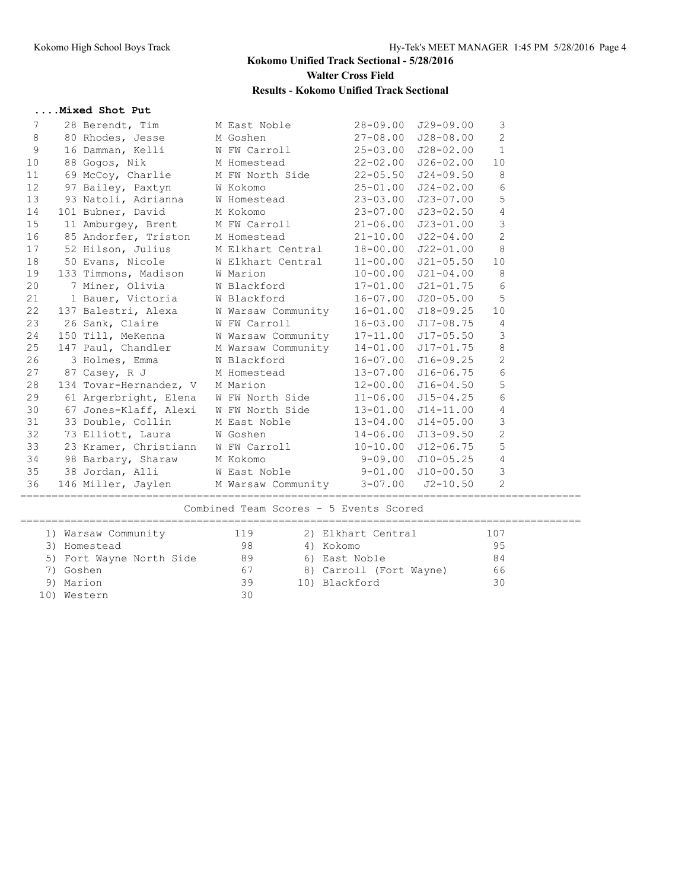# Kokomo Unified Track Sectional - 5/28/2016

**Walter Cross Field**

**Results - Kokomo Unified Track Sectional**

## ....Mixed Shot Put

| | | | | | | |
|---|---|---|---|---|---|---|
| 7 | 28 Berendt, Tim | M East Noble | 28-09.00 | J29-09.00 | 3 |
| 8 | 80 Rhodes, Jesse | M Goshen | 27-08.00 | J28-08.00 | 2 |
| 9 | 16 Damman, Kelli | W FW Carroll | 25-03.00 | J28-02.00 | 1 |
| 10 | 88 Gogos, Nik | M Homestead | 22-02.00 | J26-02.00 | 10 |
| 11 | 69 McCoy, Charlie | M FW North Side | 22-05.50 | J24-09.50 | 8 |
| 12 | 97 Bailey, Paxtyn | W Kokomo | 25-01.00 | J24-02.00 | 6 |
| 13 | 93 Natoli, Adrianna | W Homestead | 23-03.00 | J23-07.00 | 5 |
| 14 | 101 Bubner, David | M Kokomo | 23-07.00 | J23-02.50 | 4 |
| 15 | 11 Amburgey, Brent | M FW Carroll | 21-06.00 | J23-01.00 | 3 |
| 16 | 85 Andorfer, Triston | M Homestead | 21-10.00 | J22-04.00 | 2 |
| 17 | 52 Hilson, Julius | M Elkhart Central | 18-00.00 | J22-01.00 | 8 |
| 18 | 50 Evans, Nicole | W Elkhart Central | 11-00.00 | J21-05.50 | 10 |
| 19 | 133 Timmons, Madison | W Marion | 10-00.00 | J21-04.00 | 8 |
| 20 | 7 Miner, Olivia | W Blackford | 17-01.00 | J21-01.75 | 6 |
| 21 | 1 Bauer, Victoria | W Blackford | 16-07.00 | J20-05.00 | 5 |
| 22 | 137 Balestri, Alexa | W Warsaw Community | 16-01.00 | J18-09.25 | 10 |
| 23 | 26 Sank, Claire | W FW Carroll | 16-03.00 | J17-08.75 | 4 |
| 24 | 150 Till, MeKenna | W Warsaw Community | 17-11.00 | J17-05.50 | 3 |
| 25 | 147 Paul, Chandler | M Warsaw Community | 14-01.00 | J17-01.75 | 8 |
| 26 | 3 Holmes, Emma | W Blackford | 16-07.00 | J16-09.25 | 2 |
| 27 | 87 Casey, R J | M Homestead | 13-07.00 | J16-06.75 | 6 |
| 28 | 134 Tovar-Hernandez, V | M Marion | 12-00.00 | J16-04.50 | 5 |
| 29 | 61 Argerbright, Elena | W FW North Side | 11-06.00 | J15-04.25 | 6 |
| 30 | 67 Jones-Klaff, Alexi | W FW North Side | 13-01.00 | J14-11.00 | 4 |
| 31 | 33 Double, Collin | M East Noble | 13-04.00 | J14-05.00 | 3 |
| 32 | 73 Elliott, Laura | W Goshen | 14-06.00 | J13-09.50 | 2 |
| 33 | 23 Kramer, Christiann | W FW Carroll | 10-10.00 | J12-06.75 | 5 |
| 34 | 98 Barbary, Sharaw | M Kokomo | 9-09.00 | J10-05.25 | 4 |
| 35 | 38 Jordan, Alli | W East Noble | 9-01.00 | J10-00.50 | 3 |
| 36 | 146 Miller, Jaylen | M Warsaw Community | 3-07.00 | J2-10.50 | 2 |

## Combined Team Scores - 5 Events Scored

| | | | |
|---|---|---|---|
| 1) Warsaw Community | 119 | 2) Elkhart Central | 107 |
| 3) Homestead | 98 | 4) Kokomo | 95 |
| 5) Fort Wayne North Side | 89 | 6) East Noble | 84 |
| 7) Goshen | 67 | 8) Carroll (Fort Wayne) | 66 |
| 9) Marion | 39 | 10) Blackford | 30 |
| 10) Western | 30 | | |